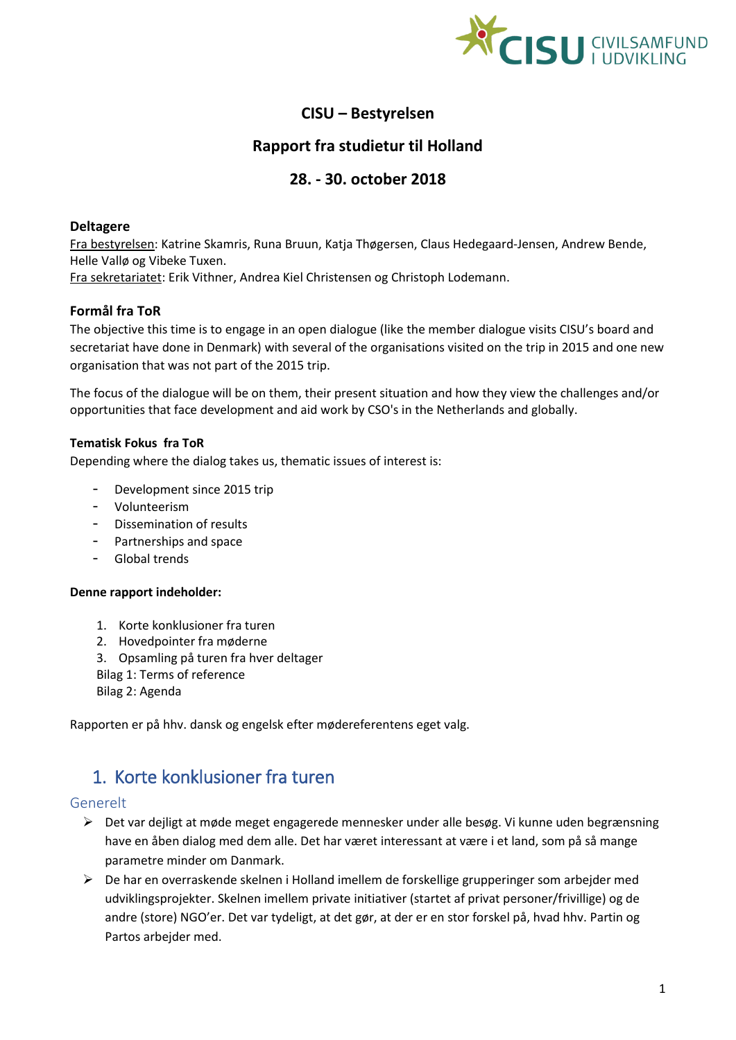# CISU – Bestyrelsen

## Rapport fra studietur til Holland

## 28. - 30. october 2018

**Deltagere**

Fra bestyrelsen: Katrine Skamris, Runa Bruun, Katja Thøgersen, Claus Hedegaard-Jensen, Andrew Bende, Helle Vallø og Vibeke Tuxen.
Fra sekretariatet: Erik Vithner, Andrea Kiel Christensen og Christoph Lodemann.

**Formål fra ToR**

The objective this time is to engage in an open dialogue (like the member dialogue visits CISU's board and secretariat have done in Denmark) with several of the organisations visited on the trip in 2015 and one new organisation that was not part of the 2015 trip.

The focus of the dialogue will be on them, their present situation and how they view the challenges and/or opportunities that face development and aid work by CSO's in the Netherlands and globally.

**Tematisk Fokus fra ToR**

Depending where the dialog takes us, thematic issues of interest is:

- Development since 2015 trip
- Volunteerism
- Dissemination of results
- Partnerships and space
- Global trends

**Denne rapport indeholder:**

1. Korte konklusioner fra turen
2. Hovedpointer fra møderne
3. Opsamling på turen fra hver deltager

Bilag 1: Terms of reference
Bilag 2: Agenda

Rapporten er på hhv. dansk og engelsk efter mødereferentens eget valg.

# 1. Korte konklusioner fra turen

## Generelt

- Det var dejligt at møde meget engagerede mennesker under alle besøg. Vi kunne uden begrænsning have en åben dialog med dem alle. Det har været interessant at være i et land, som på så mange parametre minder om Danmark.
- De har en overraskende skelnen i Holland imellem de forskellige grupperinger som arbejder med udviklingsprojekter. Skelnen imellem private initiativer (startet af privat personer/frivillige) og de andre (store) NGO'er. Det var tydeligt, at det gør, at der er en stor forskel på, hvad hhv. Partin og Partos arbejder med.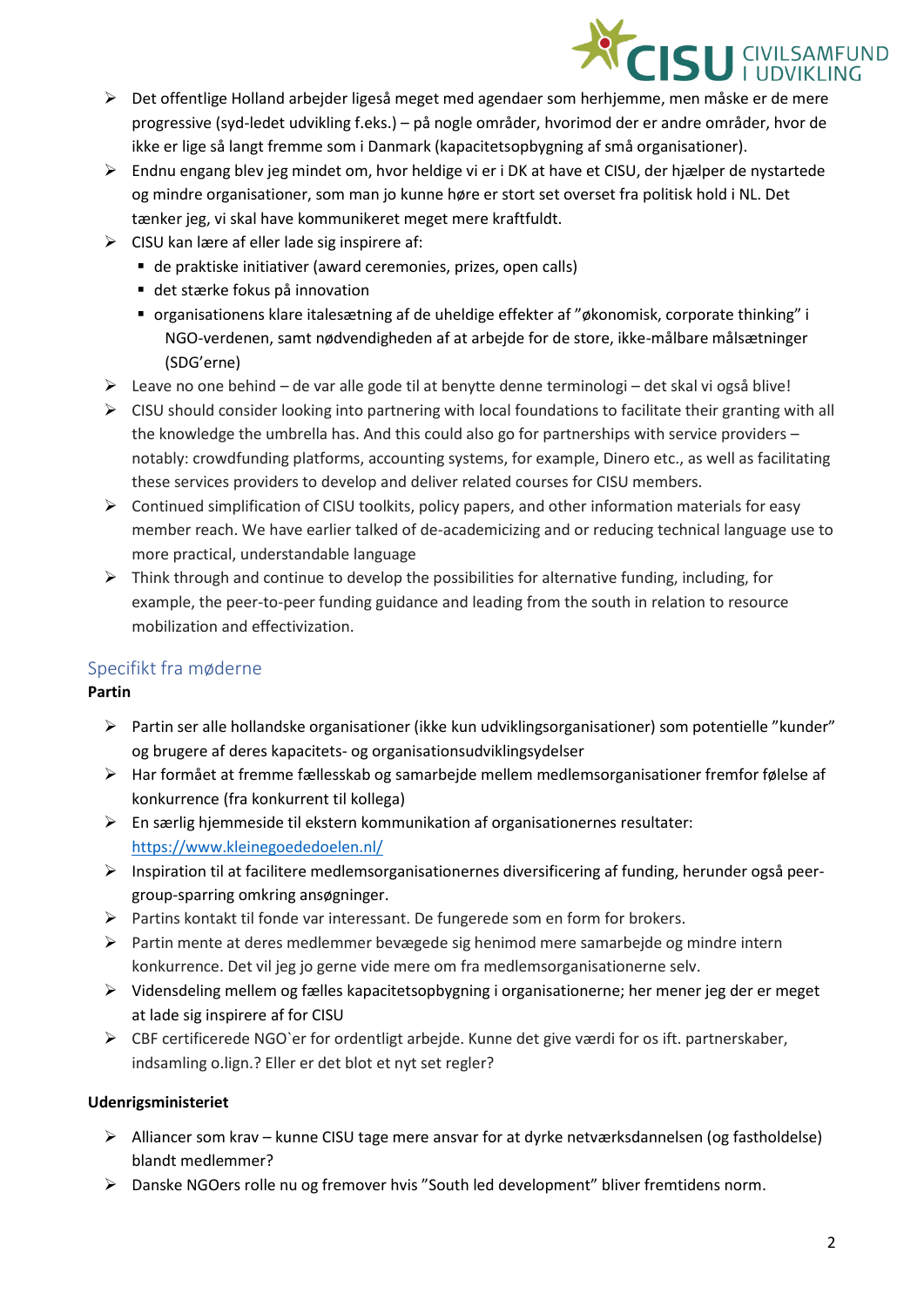- Det offentlige Holland arbejder ligeså meget med agendaer som herhjemme, men måske er de mere progressive (syd-ledet udvikling f.eks.) – på nogle områder, hvorimod der er andre områder, hvor de ikke er lige så langt fremme som i Danmark (kapacitetsopbygning af små organisationer).
- Endnu engang blev jeg mindet om, hvor heldige vi er i DK at have et CISU, der hjælper de nystartede og mindre organisationer, som man jo kunne høre er stort set overset fra politisk hold i NL. Det tænker jeg, vi skal have kommunikeret meget mere kraftfuldt.
- CISU kan lære af eller lade sig inspirere af:
  - de praktiske initiativer (award ceremonies, prizes, open calls)
  - det stærke fokus på innovation
  - organisationens klare italesætning af de uheldige effekter af "økonomisk, corporate thinking" i NGO-verdenen, samt nødvendigheden af at arbejde for de store, ikke-målbare målsætninger (SDG'erne)
- Leave no one behind – de var alle gode til at benytte denne terminologi – det skal vi også blive!
- CISU should consider looking into partnering with local foundations to facilitate their granting with all the knowledge the umbrella has. And this could also go for partnerships with service providers – notably: crowdfunding platforms, accounting systems, for example, Dinero etc., as well as facilitating these services providers to develop and deliver related courses for CISU members.
- Continued simplification of CISU toolkits, policy papers, and other information materials for easy member reach. We have earlier talked of de-academicizing and or reducing technical language use to more practical, understandable language
- Think through and continue to develop the possibilities for alternative funding, including, for example, the peer-to-peer funding guidance and leading from the south in relation to resource mobilization and effectivization.

## Specifikt fra møderne

**Partin**

- Partin ser alle hollandske organisationer (ikke kun udviklingsorganisationer) som potentielle "kunder" og brugere af deres kapacitets- og organisationsudviklingsydelser
- Har formået at fremme fællesskab og samarbejde mellem medlemsorganisationer fremfor følelse af konkurrence (fra konkurrent til kollega)
- En særlig hjemmeside til ekstern kommunikation af organisationernes resultater: https://www.kleinegoededoelen.nl/
- Inspiration til at facilitere medlemsorganisationernes diversificering af funding, herunder også peer-group-sparring omkring ansøgninger.
- Partins kontakt til fonde var interessant. De fungerede som en form for brokers.
- Partin mente at deres medlemmer bevægede sig henimod mere samarbejde og mindre intern konkurrence. Det vil jeg jo gerne vide mere om fra medlemsorganisationerne selv.
- Vidensdeling mellem og fælles kapacitetsopbygning i organisationerne; her mener jeg der er meget at lade sig inspirere af for CISU
- CBF certificerede NGO`er for ordentligt arbejde. Kunne det give værdi for os ift. partnerskaber, indsamling o.lign.? Eller er det blot et nyt set regler?

**Udenrigsministeriet**

- AllIancer som krav – kunne CISU tage mere ansvar for at dyrke netværksdannelsen (og fastholdelse) blandt medlemmer?
- Danske NGOers rolle nu og fremover hvis "South led development" bliver fremtidens norm.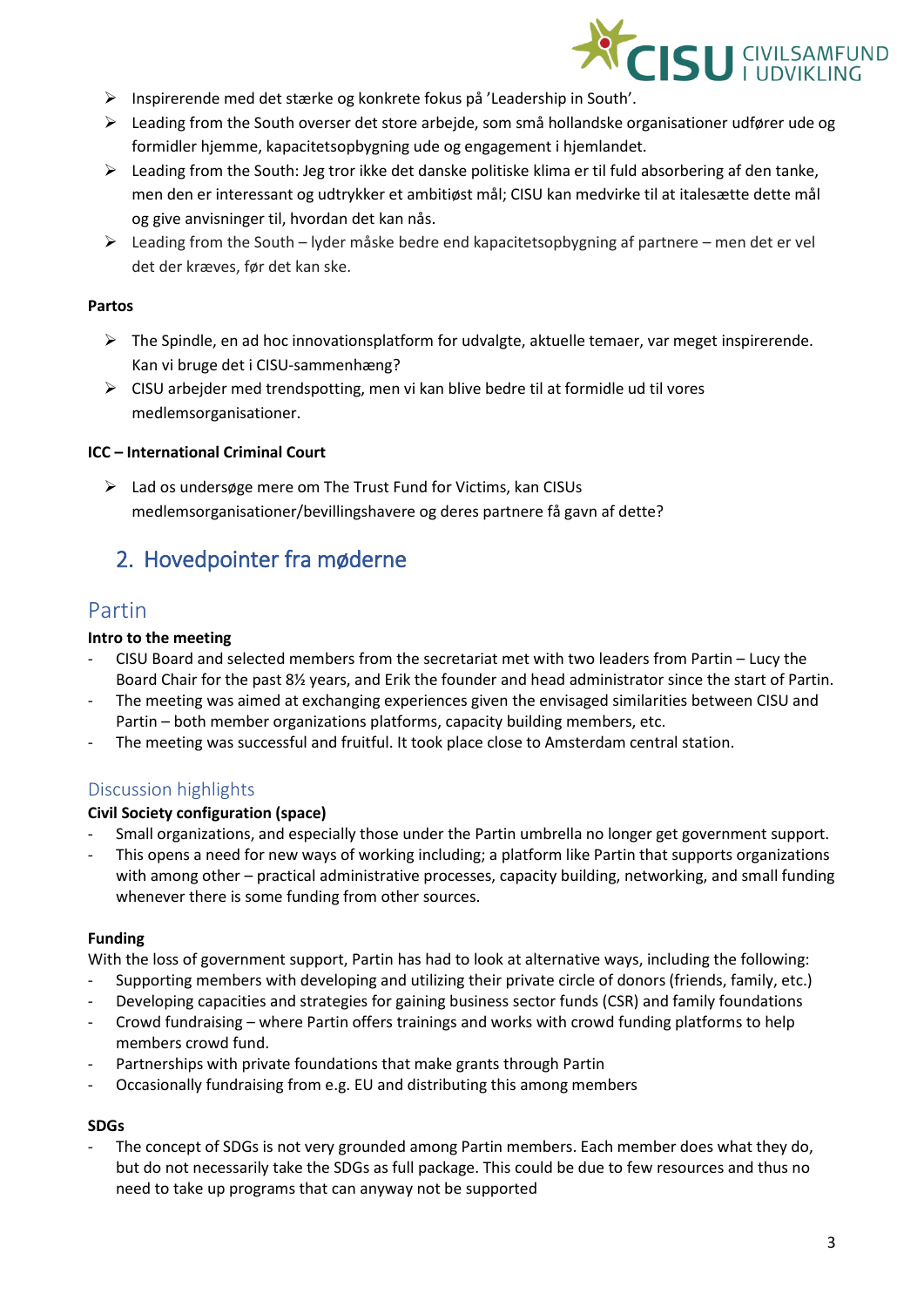- Inspirerende med det stærke og konkrete fokus på 'Leadership in South'.
- Leading from the South overser det store arbejde, som små hollandske organisationer udfører ude og formidler hjemme, kapacitetsopbygning ude og engagement i hjemlandet.
- Leading from the South: Jeg tror ikke det danske politiske klima er til fuld absorbering af den tanke, men den er interessant og udtrykker et ambitiøst mål; CISU kan medvirke til at italesætte dette mål og give anvisninger til, hvordan det kan nås.
- Leading from the South – lyder måske bedre end kapacitetsopbygning af partnere – men det er vel det der kræves, før det kan ske.

**Partos**

- The Spindle, en ad hoc innovationsplatform for udvalgte, aktuelle temaer, var meget inspirerende. Kan vi bruge det i CISU-sammenhæng?
- CISU arbejder med trendspotting, men vi kan blive bedre til at formidle ud til vores medlemsorganisationer.

**ICC – International Criminal Court**

- Lad os undersøge mere om The Trust Fund for Victims, kan CISUs medlemsorganisationer/bevillingshavere og deres partnere få gavn af dette?

## 2. Hovedpointer fra møderne

### Partin

**Intro to the meeting**

- CISU Board and selected members from the secretariat met with two leaders from Partin – Lucy the Board Chair for the past 8½ years, and Erik the founder and head administrator since the start of Partin.
- The meeting was aimed at exchanging experiences given the envisaged similarities between CISU and Partin – both member organizations platforms, capacity building members, etc.
- The meeting was successful and fruitful. It took place close to Amsterdam central station.

#### Discussion highlights

**Civil Society configuration (space)**

- Small organizations, and especially those under the Partin umbrella no longer get government support.
- This opens a need for new ways of working including; a platform like Partin that supports organizations with among other – practical administrative processes, capacity building, networking, and small funding whenever there is some funding from other sources.

**Funding**

With the loss of government support, Partin has had to look at alternative ways, including the following:

- Supporting members with developing and utilizing their private circle of donors (friends, family, etc.)
- Developing capacities and strategies for gaining business sector funds (CSR) and family foundations
- Crowd fundraising – where Partin offers trainings and works with crowd funding platforms to help members crowd fund.
- Partnerships with private foundations that make grants through Partin
- Occasionally fundraising from e.g. EU and distributing this among members

**SDGs**

- The concept of SDGs is not very grounded among Partin members. Each member does what they do, but do not necessarily take the SDGs as full package. This could be due to few resources and thus no need to take up programs that can anyway not be supported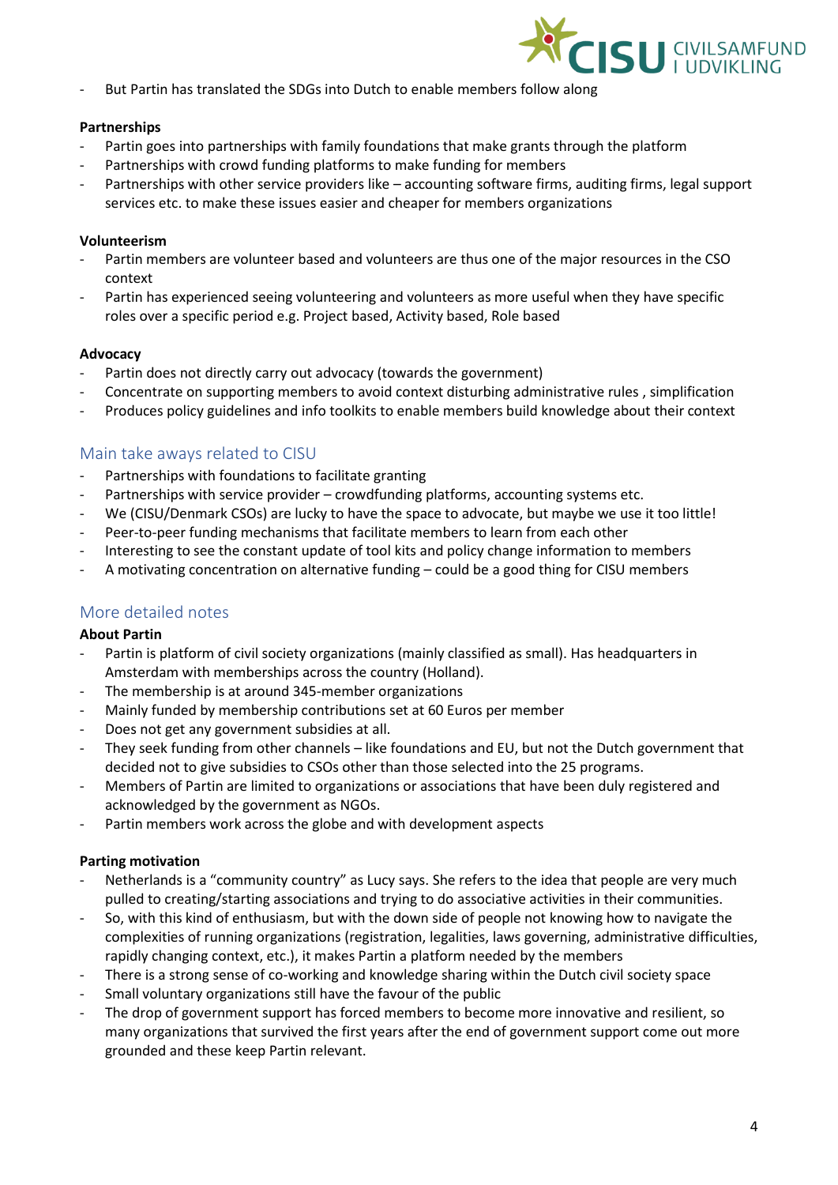- But Partin has translated the SDGs into Dutch to enable members follow along

**Partnerships**

- Partin goes into partnerships with family foundations that make grants through the platform
- Partnerships with crowd funding platforms to make funding for members
- Partnerships with other service providers like – accounting software firms, auditing firms, legal support services etc. to make these issues easier and cheaper for members organizations

**Volunteerism**

- Partin members are volunteer based and volunteers are thus one of the major resources in the CSO context
- Partin has experienced seeing volunteering and volunteers as more useful when they have specific roles over a specific period e.g. Project based, Activity based, Role based

**Advocacy**

- Partin does not directly carry out advocacy (towards the government)
- Concentrate on supporting members to avoid context disturbing administrative rules , simplification
- Produces policy guidelines and info toolkits to enable members build knowledge about their context

## Main take aways related to CISU

- Partnerships with foundations to facilitate granting
- Partnerships with service provider – crowdfunding platforms, accounting systems etc.
- We (CISU/Denmark CSOs) are lucky to have the space to advocate, but maybe we use it too little!
- Peer-to-peer funding mechanisms that facilitate members to learn from each other
- Interesting to see the constant update of tool kits and policy change information to members
- A motivating concentration on alternative funding – could be a good thing for CISU members

## More detailed notes

**About Partin**

- Partin is platform of civil society organizations (mainly classified as small). Has headquarters in Amsterdam with memberships across the country (Holland).
- The membership is at around 345-member organizations
- Mainly funded by membership contributions set at 60 Euros per member
- Does not get any government subsidies at all.
- They seek funding from other channels – like foundations and EU, but not the Dutch government that decided not to give subsidies to CSOs other than those selected into the 25 programs.
- Members of Partin are limited to organizations or associations that have been duly registered and acknowledged by the government as NGOs.
- Partin members work across the globe and with development aspects

**Parting motivation**

- Netherlands is a "community country" as Lucy says. She refers to the idea that people are very much pulled to creating/starting associations and trying to do associative activities in their communities.
- So, with this kind of enthusiasm, but with the down side of people not knowing how to navigate the complexities of running organizations (registration, legalities, laws governing, administrative difficulties, rapidly changing context, etc.), it makes Partin a platform needed by the members
- There is a strong sense of co-working and knowledge sharing within the Dutch civil society space
- Small voluntary organizations still have the favour of the public
- The drop of government support has forced members to become more innovative and resilient, so many organizations that survived the first years after the end of government support come out more grounded and these keep Partin relevant.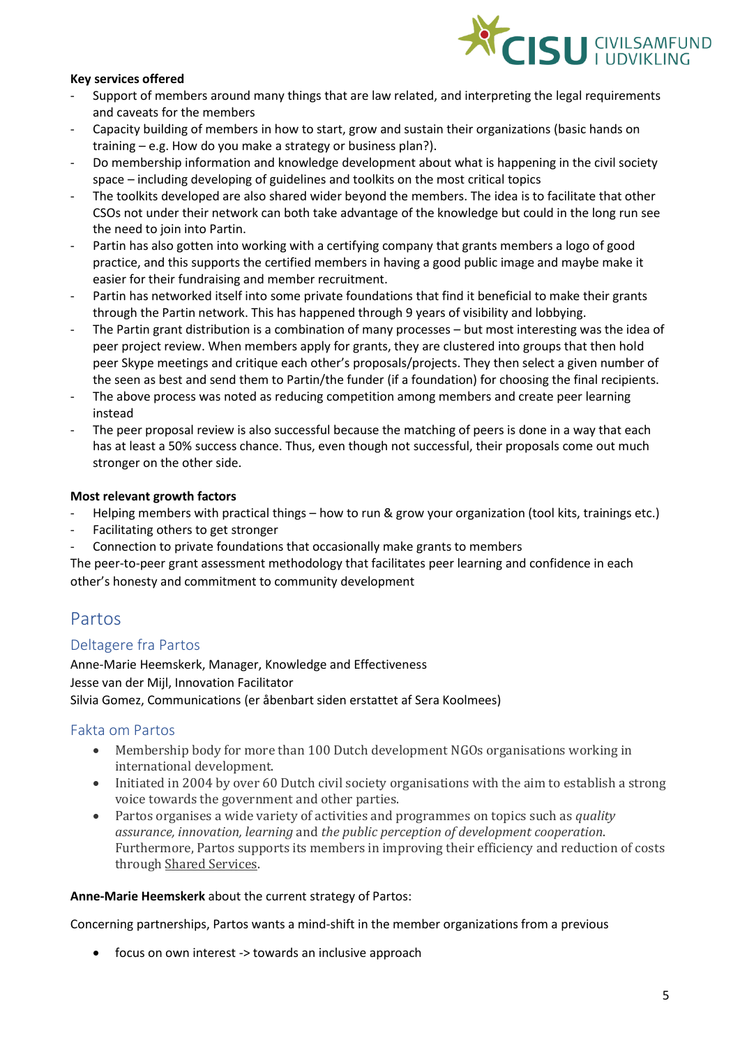**Key services offered**

- Support of members around many things that are law related, and interpreting the legal requirements and caveats for the members
- Capacity building of members in how to start, grow and sustain their organizations (basic hands on training – e.g. How do you make a strategy or business plan?).
- Do membership information and knowledge development about what is happening in the civil society space – including developing of guidelines and toolkits on the most critical topics
- The toolkits developed are also shared wider beyond the members. The idea is to facilitate that other CSOs not under their network can both take advantage of the knowledge but could in the long run see the need to join into Partin.
- Partin has also gotten into working with a certifying company that grants members a logo of good practice, and this supports the certified members in having a good public image and maybe make it easier for their fundraising and member recruitment.
- Partin has networked itself into some private foundations that find it beneficial to make their grants through the Partin network. This has happened through 9 years of visibility and lobbying.
- The Partin grant distribution is a combination of many processes – but most interesting was the idea of peer project review. When members apply for grants, they are clustered into groups that then hold peer Skype meetings and critique each other's proposals/projects. They then select a given number of the seen as best and send them to Partin/the funder (if a foundation) for choosing the final recipients.
- The above process was noted as reducing competition among members and create peer learning instead
- The peer proposal review is also successful because the matching of peers is done in a way that each has at least a 50% success chance. Thus, even though not successful, their proposals come out much stronger on the other side.

**Most relevant growth factors**

- Helping members with practical things – how to run & grow your organization (tool kits, trainings etc.)
- Facilitating others to get stronger
- Connection to private foundations that occasionally make grants to members

The peer-to-peer grant assessment methodology that facilitates peer learning and confidence in each other's honesty and commitment to community development

## Partos

### Deltagere fra Partos

Anne-Marie Heemskerk, Manager, Knowledge and Effectiveness
Jesse van der Mijl, Innovation Facilitator
Silvia Gomez, Communications (er åbenbart siden erstattet af Sera Koolmees)

### Fakta om Partos

- Membership body for more than 100 Dutch development NGOs organisations working in international development.
- Initiated in 2004 by over 60 Dutch civil society organisations with the aim to establish a strong voice towards the government and other parties.
- Partos organises a wide variety of activities and programmes on topics such as *quality assurance, innovation, learning* and *the public perception of development cooperation*. Furthermore, Partos supports its members in improving their efficiency and reduction of costs through Shared Services.

**Anne-Marie Heemskerk** about the current strategy of Partos:

Concerning partnerships, Partos wants a mind-shift in the member organizations from a previous

- focus on own interest -> towards an inclusive approach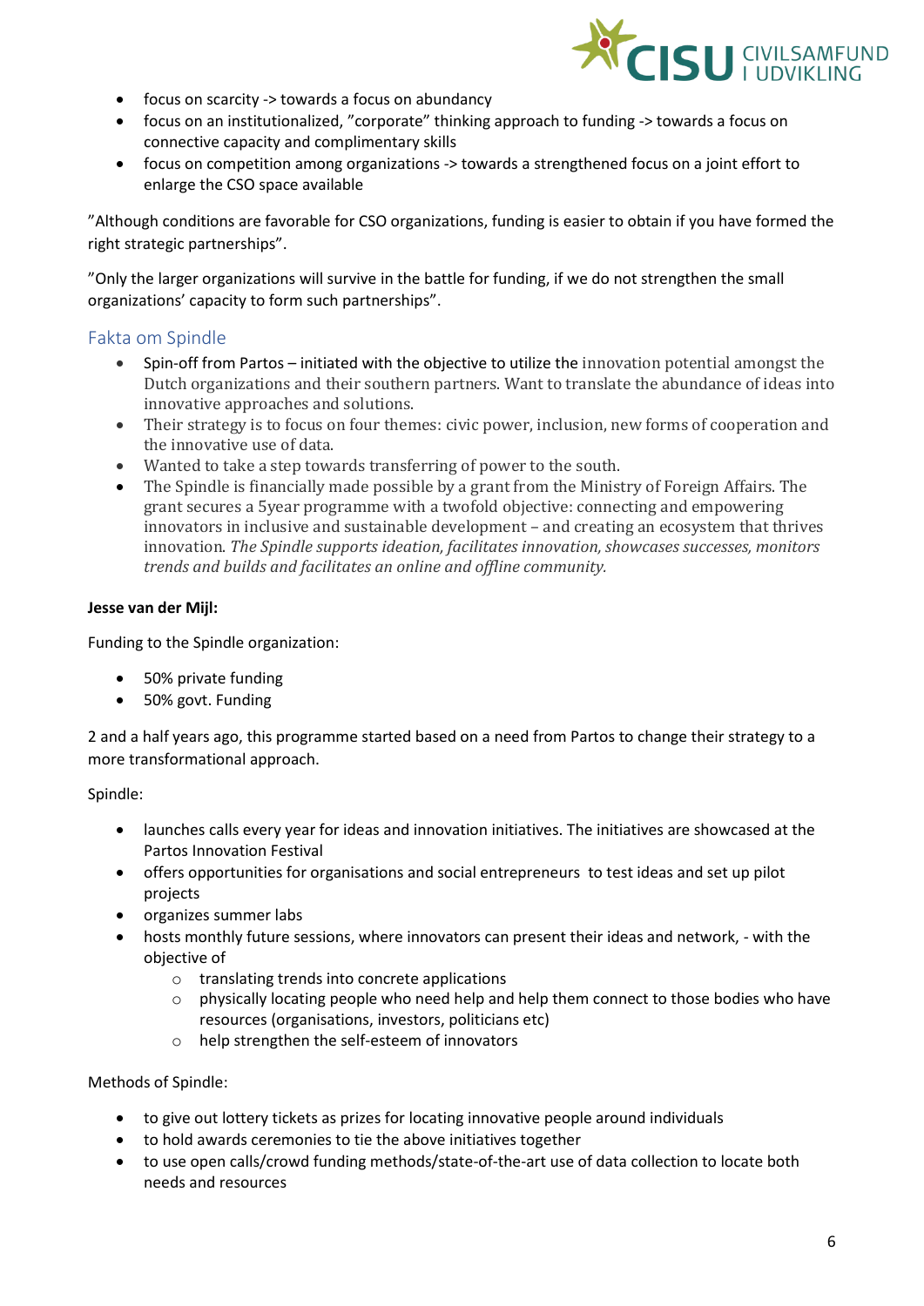- focus on scarcity -> towards a focus on abundancy
- focus on an institutionalized, ”corporate” thinking approach to funding -> towards a focus on connective capacity and complimentary skills
- focus on competition among organizations -> towards a strengthened focus on a joint effort to enlarge the CSO space available

”Although conditions are favorable for CSO organizations, funding is easier to obtain if you have formed the right strategic partnerships”.

”Only the larger organizations will survive in the battle for funding, if we do not strengthen the small organizations’ capacity to form such partnerships”.

## Fakta om Spindle

- Spin-off from Partos – initiated with the objective to utilize the innovation potential amongst the Dutch organizations and their southern partners. Want to translate the abundance of ideas into innovative approaches and solutions.
- Their strategy is to focus on four themes: civic power, inclusion, new forms of cooperation and the innovative use of data.
- Wanted to take a step towards transferring of power to the south.
- The Spindle is financially made possible by a grant from the Ministry of Foreign Affairs. The grant secures a 5year programme with a twofold objective: connecting and empowering innovators in inclusive and sustainable development – and creating an ecosystem that thrives innovation. *The Spindle supports ideation, facilitates innovation, showcases successes, monitors trends and builds and facilitates an online and offline community.*

**Jesse van der Mijl:**

Funding to the Spindle organization:

- 50% private funding
- 50% govt. Funding

2 and a half years ago, this programme started based on a need from Partos to change their strategy to a more transformational approach.

Spindle:

- launches calls every year for ideas and innovation initiatives. The initiatives are showcased at the Partos Innovation Festival
- offers opportunities for organisations and social entrepreneurs to test ideas and set up pilot projects
- organizes summer labs
- hosts monthly future sessions, where innovators can present their ideas and network, - with the objective of
  - translating trends into concrete applications
  - physically locating people who need help and help them connect to those bodies who have resources (organisations, investors, politicians etc)
  - help strengthen the self-esteem of innovators

Methods of Spindle:

- to give out lottery tickets as prizes for locating innovative people around individuals
- to hold awards ceremonies to tie the above initiatives together
- to use open calls/crowd funding methods/state-of-the-art use of data collection to locate both needs and resources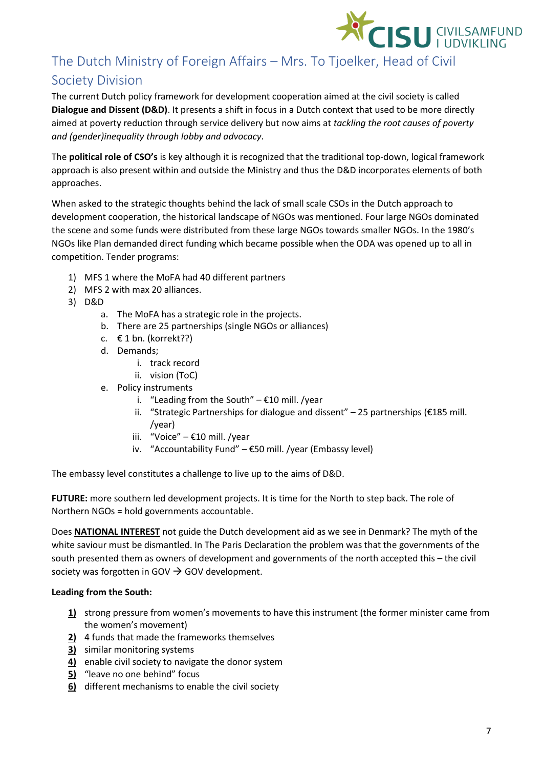## The Dutch Ministry of Foreign Affairs – Mrs. To Tjoelker, Head of Civil Society Division

The current Dutch policy framework for development cooperation aimed at the civil society is called **Dialogue and Dissent (D&D)**. It presents a shift in focus in a Dutch context that used to be more directly aimed at poverty reduction through service delivery but now aims at *tackling the root causes of poverty and (gender)inequality through lobby and advocacy*.

The **political role of CSO's** is key although it is recognized that the traditional top-down, logical framework approach is also present within and outside the Ministry and thus the D&D incorporates elements of both approaches.

When asked to the strategic thoughts behind the lack of small scale CSOs in the Dutch approach to development cooperation, the historical landscape of NGOs was mentioned. Four large NGOs dominated the scene and some funds were distributed from these large NGOs towards smaller NGOs. In the 1980's NGOs like Plan demanded direct funding which became possible when the ODA was opened up to all in competition. Tender programs:

1) MFS 1 where the MoFA had 40 different partners
2) MFS 2 with max 20 alliances.
3) D&D
    a. The MoFA has a strategic role in the projects.
    b. There are 25 partnerships (single NGOs or alliances)
    c. € 1 bn. (korrekt??)
    d. Demands;
        i. track record
        ii. vision (ToC)
    e. Policy instruments
        i. "Leading from the South" – €10 mill. /year
        ii. "Strategic Partnerships for dialogue and dissent" – 25 partnerships (€185 mill. /year)
        iii. "Voice" – €10 mill. /year
        iv. "Accountability Fund" – €50 mill. /year (Embassy level)

The embassy level constitutes a challenge to live up to the aims of D&D.

**FUTURE:** more southern led development projects. It is time for the North to step back. The role of Northern NGOs = hold governments accountable.

Does **<u>NATIONAL INTEREST</u>** not guide the Dutch development aid as we see in Denmark? The myth of the white saviour must be dismantled. In The Paris Declaration the problem was that the governments of the south presented them as owners of development and governments of the north accepted this – the civil society was forgotten in GOV → GOV development.

**<u>Leading from the South:</u>**

1) strong pressure from women's movements to have this instrument (the former minister came from the women's movement)
2) 4 funds that made the frameworks themselves
3) similar monitoring systems
4) enable civil society to navigate the donor system
5) "leave no one behind" focus
6) different mechanisms to enable the civil society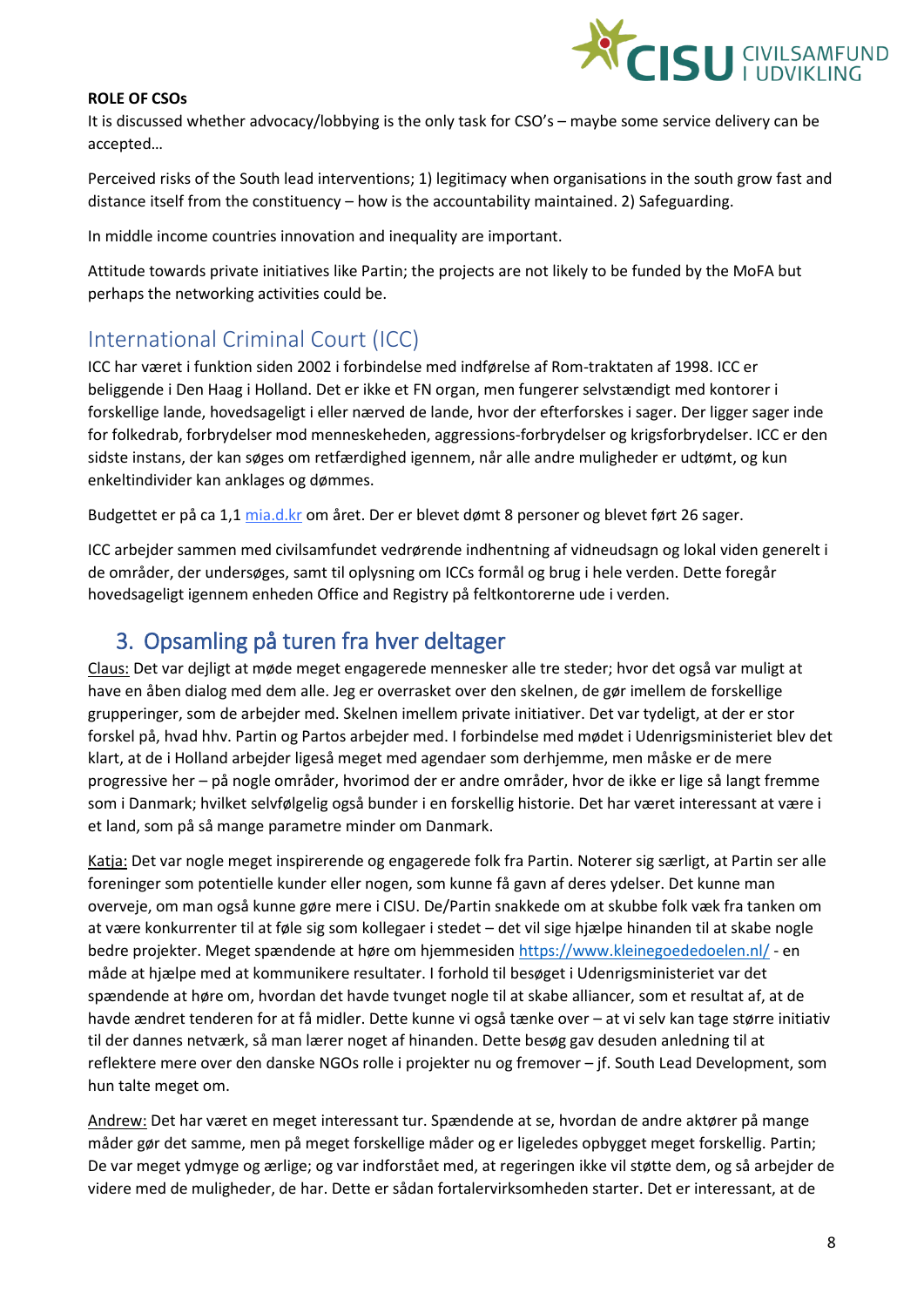**ROLE OF CSOs**

It is discussed whether advocacy/lobbying is the only task for CSO's – maybe some service delivery can be accepted…

Perceived risks of the South lead interventions; 1) legitimacy when organisations in the south grow fast and distance itself from the constituency – how is the accountability maintained. 2) Safeguarding.

In middle income countries innovation and inequality are important.

Attitude towards private initiatives like Partin; the projects are not likely to be funded by the MoFA but perhaps the networking activities could be.

## International Criminal Court (ICC)

ICC har været i funktion siden 2002 i forbindelse med indførelse af Rom-traktaten af 1998. ICC er beliggende i Den Haag i Holland. Det er ikke et FN organ, men fungerer selvstændigt med kontorer i forskellige lande, hovedsageligt i eller nærved de lande, hvor der efterforskes i sager. Der ligger sager inde for folkedrab, forbrydelser mod menneskeheden, aggressions-forbrydelser og krigsforbrydelser. ICC er den sidste instans, der kan søges om retfærdighed igennem, når alle andre muligheder er udtømt, og kun enkeltindivider kan anklages og dømmes.

Budgettet er på ca 1,1 mia.d.kr om året. Der er blevet dømt 8 personer og blevet ført 26 sager.

ICC arbejder sammen med civilsamfundet vedrørende indhentning af vidneudsagn og lokal viden generelt i de områder, der undersøges, samt til oplysning om ICCs formål og brug i hele verden. Dette foregår hovedsageligt igennem enheden Office and Registry på feltkontorerne ude i verden.

## 3. Opsamling på turen fra hver deltager

Claus: Det var dejligt at møde meget engagerede mennesker alle tre steder; hvor det også var muligt at have en åben dialog med dem alle. Jeg er overrasket over den skelnen, de gør imellem de forskellige grupperinger, som de arbejder med. Skelnen imellem private initiativer. Det var tydeligt, at der er stor forskel på, hvad hhv. Partin og Partos arbejder med. I forbindelse med mødet i Udenrigsministeriet blev det klart, at de i Holland arbejder ligeså meget med agendaer som derhjemme, men måske er de mere progressive her – på nogle områder, hvorimod der er andre områder, hvor de ikke er lige så langt fremme som i Danmark; hvilket selvfølgelig også bunder i en forskellig historie. Det har været interessant at være i et land, som på så mange parametre minder om Danmark.

Katja: Det var nogle meget inspirerende og engagerede folk fra Partin. Noterer sig særligt, at Partin ser alle foreninger som potentielle kunder eller nogen, som kunne få gavn af deres ydelser. Det kunne man overveje, om man også kunne gøre mere i CISU. De/Partin snakkede om at skubbe folk væk fra tanken om at være konkurrenter til at føle sig som kollegaer i stedet – det vil sige hjælpe hinanden til at skabe nogle bedre projekter. Meget spændende at høre om hjemmesiden https://www.kleinegoededoelen.nl/ - en måde at hjælpe med at kommunikere resultater. I forhold til besøget i Udenrigsministeriet var det spændende at høre om, hvordan det havde tvunget nogle til at skabe alliancer, som et resultat af, at de havde ændret tenderen for at få midler. Dette kunne vi også tænke over – at vi selv kan tage større initiativ til der dannes netværk, så man lærer noget af hinanden. Dette besøg gav desuden anledning til at reflektere mere over den danske NGOs rolle i projekter nu og fremover – jf. South Lead Development, som hun talte meget om.

Andrew: Det har været en meget interessant tur. Spændende at se, hvordan de andre aktører på mange måder gør det samme, men på meget forskellige måder og er ligeledes opbygget meget forskellig. Partin; De var meget ydmyge og ærlige; og var indforstået med, at regeringen ikke vil støtte dem, og så arbejder de videre med de muligheder, de har. Dette er sådan fortalervirksomheden starter. Det er interessant, at de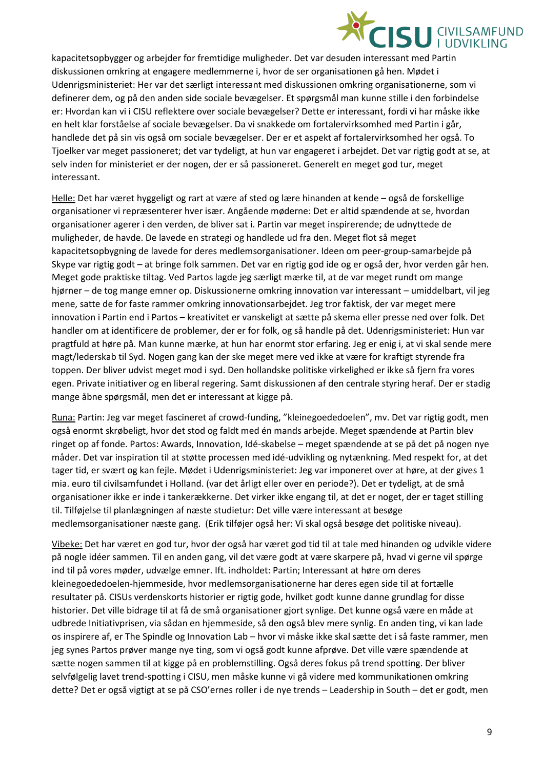kapacitetsopbygger og arbejder for fremtidige muligheder. Det var desuden interessant med Partin diskussionen omkring at engagere medlemmerne i, hvor de ser organisationen gå hen. Mødet i Udenrigsministeriet: Her var det særligt interessant med diskussionen omkring organisationerne, som vi definerer dem, og på den anden side sociale bevægelser. Et spørgsmål man kunne stille i den forbindelse er: Hvordan kan vi i CISU reflektere over sociale bevægelser? Dette er interessant, fordi vi har måske ikke en helt klar forståelse af sociale bevægelser. Da vi snakkede om fortalervirksomhed med Partin i går, handlede det på sin vis også om sociale bevægelser. Der er et aspekt af fortalervirksomhed her også. To Tjoelker var meget passioneret; det var tydeligt, at hun var engageret i arbejdet. Det var rigtig godt at se, at selv inden for ministeriet er der nogen, der er så passioneret. Generelt en meget god tur, meget interessant.

<u>Helle:</u> Det har været hyggeligt og rart at være af sted og lære hinanden at kende – også de forskellige organisationer vi repræsenterer hver især. Angående møderne: Det er altid spændende at se, hvordan organisationer agerer i den verden, de bliver sat i. Partin var meget inspirerende; de udnyttede de muligheder, de havde. De lavede en strategi og handlede ud fra den. Meget flot så meget kapacitetsopbygning de lavede for deres medlemsorganisationer. Ideen om peer-group-samarbejde på Skype var rigtig godt – at bringe folk sammen. Det var en rigtig god ide og er også der, hvor verden går hen. Meget gode praktiske tiltag. Ved Partos lagde jeg særligt mærke til, at de var meget rundt om mange hjørner – de tog mange emner op. Diskussionerne omkring innovation var interessant – umiddelbart, vil jeg mene, satte de for faste rammer omkring innovationsarbejdet. Jeg tror faktisk, der var meget mere innovation i Partin end i Partos – kreativitet er vanskeligt at sætte på skema eller presse ned over folk. Det handler om at identificere de problemer, der er for folk, og så handle på det. Udenrigsministeriet: Hun var pragtfuld at høre på. Man kunne mærke, at hun har enormt stor erfaring. Jeg er enig i, at vi skal sende mere magt/lederskab til Syd. Nogen gang kan der ske meget mere ved ikke at være for kraftigt styrende fra toppen. Der bliver udvist meget mod i syd. Den hollandske politiske virkelighed er ikke så fjern fra vores egen. Private initiativer og en liberal regering. Samt diskussionen af den centrale styring heraf. Der er stadig mange åbne spørgsmål, men det er interessant at kigge på.

<u>Runa:</u> Partin: Jeg var meget fascineret af crowd-funding, "kleinegoededoelen", mv. Det var rigtig godt, men også enormt skrøbeligt, hvor det stod og faldt med én mands arbejde. Meget spændende at Partin blev ringet op af fonde. Partos: Awards, Innovation, Idé-skabelse – meget spændende at se på det på nogen nye måder. Det var inspiration til at støtte processen med idé-udvikling og nytænkning. Med respekt for, at det tager tid, er svært og kan fejle. Mødet i Udenrigsministeriet: Jeg var imponeret over at høre, at der gives 1 mia. euro til civilsamfundet i Holland. (var det årligt eller over en periode?). Det er tydeligt, at de små organisationer ikke er inde i tankerækkerne. Det virker ikke engang til, at det er noget, der er taget stilling til. Tilføjelse til planlægningen af næste studietur: Det ville være interessant at besøge medlemsorganisationer næste gang. (Erik tilføjer også her: Vi skal også besøge det politiske niveau).

<u>Vibeke:</u> Det har været en god tur, hvor der også har været god tid til at tale med hinanden og udvikle videre på nogle idéer sammen. Til en anden gang, vil det være godt at være skarpere på, hvad vi gerne vil spørge ind til på vores møder, udvælge emner. Ift. indholdet: Partin; Interessant at høre om deres kleinegoededoelen-hjemmeside, hvor medlemsorganisationerne har deres egen side til at fortælle resultater på. CISUs verdenskorts historier er rigtig gode, hvilket godt kunne danne grundlag for disse historier. Det ville bidrage til at få de små organisationer gjort synlige. Det kunne også være en måde at udbrede Initiativprisen, via sådan en hjemmeside, så den også blev mere synlig. En anden ting, vi kan lade os inspirere af, er The Spindle og Innovation Lab – hvor vi måske ikke skal sætte det i så faste rammer, men jeg synes Partos prøver mange nye ting, som vi også godt kunne afprøve. Det ville være spændende at sætte nogen sammen til at kigge på en problemstilling. Også deres fokus på trend spotting. Der bliver selvfølgelig lavet trend-spotting i CISU, men måske kunne vi gå videre med kommunikationen omkring dette? Det er også vigtigt at se på CSO'ernes roller i de nye trends – Leadership in South – det er godt, men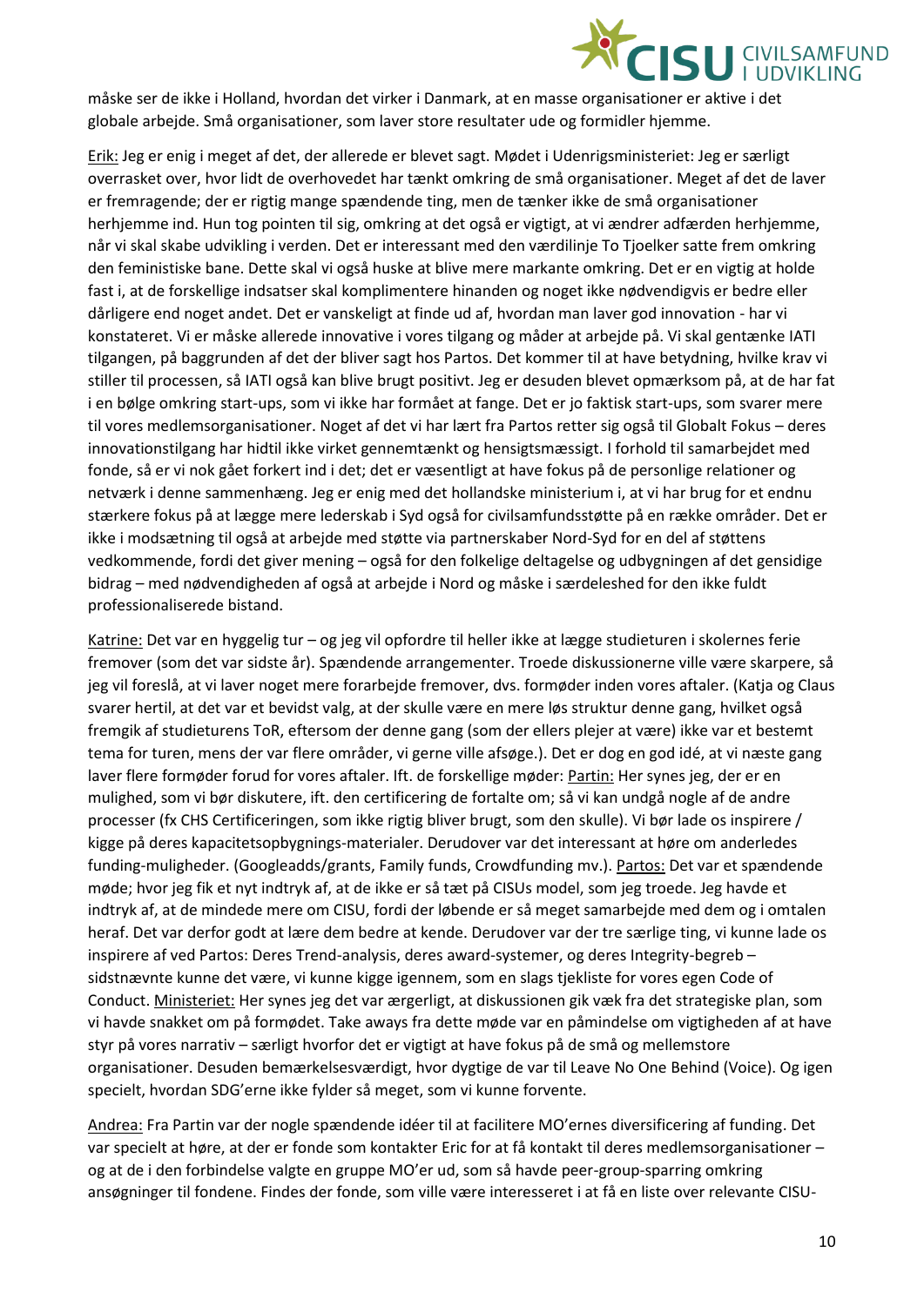måske ser de ikke i Holland, hvordan det virker i Danmark, at en masse organisationer er aktive i det globale arbejde. Små organisationer, som laver store resultater ude og formidler hjemme.

<u>Erik:</u> Jeg er enig i meget af det, der allerede er blevet sagt. Mødet i Udenrigsministeriet: Jeg er særligt overrasket over, hvor lidt de overhovedet har tænkt omkring de små organisationer. Meget af det de laver er fremragende; der er rigtig mange spændende ting, men de tænker ikke de små organisationer herhjemme ind. Hun tog pointen til sig, omkring at det også er vigtigt, at vi ændrer adfærden herhjemme, når vi skal skabe udvikling i verden. Det er interessant med den værdilinje To Tjoelker satte frem omkring den feministiske bane. Dette skal vi også huske at blive mere markante omkring. Det er en vigtig at holde fast i, at de forskellige indsatser skal komplimentere hinanden og noget ikke nødvendigvis er bedre eller dårligere end noget andet. Det er vanskeligt at finde ud af, hvordan man laver god innovation - har vi konstateret. Vi er måske allerede innovative i vores tilgang og måder at arbejde på. Vi skal gentænke IATI tilgangen, på baggrunden af det der bliver sagt hos Partos. Det kommer til at have betydning, hvilke krav vi stiller til processen, så IATI også kan blive brugt positivt. Jeg er desuden blevet opmærksom på, at de har fat i en bølge omkring start-ups, som vi ikke har formået at fange. Det er jo faktisk start-ups, som svarer mere til vores medlemsorganisationer. Noget af det vi har lært fra Partos retter sig også til Globalt Fokus – deres innovationstilgang har hidtil ikke virket gennemtænkt og hensigtsmæssigt. I forhold til samarbejdet med fonde, så er vi nok gået forkert ind i det; det er væsentligt at have fokus på de personlige relationer og netværk i denne sammenhæng. Jeg er enig med det hollandske ministerium i, at vi har brug for et endnu stærkere fokus på at lægge mere lederskab i Syd også for civilsamfundsstøtte på en række områder. Det er ikke i modsætning til også at arbejde med støtte via partnerskaber Nord-Syd for en del af støttens vedkommende, fordi det giver mening – også for den folkelige deltagelse og udbygningen af det gensidige bidrag – med nødvendigheden af også at arbejde i Nord og måske i særdeleshed for den ikke fuldt professionaliserede bistand.

<u>Katrine:</u> Det var en hyggelig tur – og jeg vil opfordre til heller ikke at lægge studieturen i skolernes ferie fremover (som det var sidste år). Spændende arrangementer. Troede diskussionerne ville være skarpere, så jeg vil foreslå, at vi laver noget mere forarbejde fremover, dvs. formøder inden vores aftaler. (Katja og Claus svarer hertil, at det var et bevidst valg, at der skulle være en mere løs struktur denne gang, hvilket også fremgik af studieturens ToR, eftersom der denne gang (som der ellers plejer at være) ikke var et bestemt tema for turen, mens der var flere områder, vi gerne ville afsøge.). Det er dog en god idé, at vi næste gang laver flere formøder forud for vores aftaler. Ift. de forskellige møder: <u>Partin:</u> Her synes jeg, der er en mulighed, som vi bør diskutere, ift. den certificering de fortalte om; så vi kan undgå nogle af de andre processer (fx CHS Certificeringen, som ikke rigtig bliver brugt, som den skulle). Vi bør lade os inspirere / kigge på deres kapacitetsopbygnings-materialer. Derudover var det interessant at høre om anderledes funding-muligheder. (Googleadds/grants, Family funds, Crowdfunding mv.). <u>Partos:</u> Det var et spændende møde; hvor jeg fik et nyt indtryk af, at de ikke er så tæt på CISUs model, som jeg troede. Jeg havde et indtryk af, at de mindede mere om CISU, fordi der løbende er så meget samarbejde med dem og i omtalen heraf. Det var derfor godt at lære dem bedre at kende. Derudover var der tre særlige ting, vi kunne lade os inspirere af ved Partos: Deres Trend-analysis, deres award-systemer, og deres Integrity-begreb – sidstnævnte kunne det være, vi kunne kigge igennem, som en slags tjekliste for vores egen Code of Conduct. <u>Ministeriet:</u> Her synes jeg det var ærgerligt, at diskussionen gik væk fra det strategiske plan, som vi havde snakket om på formødet. Take aways fra dette møde var en påmindelse om vigtigheden af at have styr på vores narrativ – særligt hvorfor det er vigtigt at have fokus på de små og mellemstore organisationer. Desuden bemærkelsesværdigt, hvor dygtige de var til Leave No One Behind (Voice). Og igen specielt, hvordan SDG'erne ikke fylder så meget, som vi kunne forvente.

<u>Andrea:</u> Fra Partin var der nogle spændende idéer til at facilitere MO'ernes diversificering af funding. Det var specielt at høre, at der er fonde som kontakter Eric for at få kontakt til deres medlemsorganisationer – og at de i den forbindelse valgte en gruppe MO'er ud, som så havde peer-group-sparring omkring ansøgninger til fondene. Findes der fonde, som ville være interesseret i at få en liste over relevante CISU-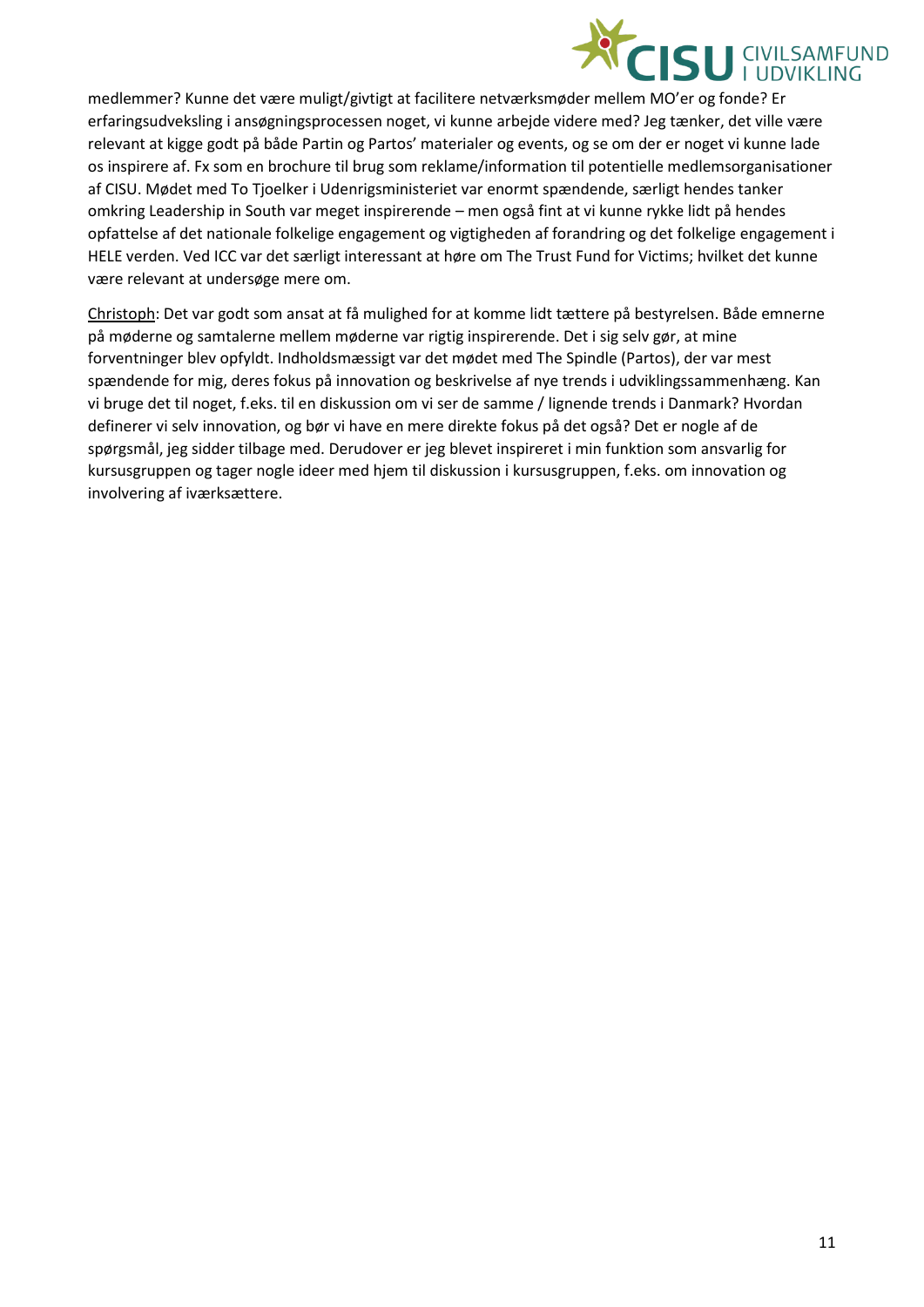medlemmer? Kunne det være muligt/givtigt at facilitere netværksmøder mellem MO'er og fonde? Er erfaringsudveksling i ansøgningsprocessen noget, vi kunne arbejde videre med? Jeg tænker, det ville være relevant at kigge godt på både Partin og Partos' materialer og events, og se om der er noget vi kunne lade os inspirere af. Fx som en brochure til brug som reklame/information til potentielle medlemsorganisationer af CISU. Mødet med To Tjoelker i Udenrigsministeriet var enormt spændende, særligt hendes tanker omkring Leadership in South var meget inspirerende – men også fint at vi kunne rykke lidt på hendes opfattelse af det nationale folkelige engagement og vigtigheden af forandring og det folkelige engagement i HELE verden. Ved ICC var det særligt interessant at høre om The Trust Fund for Victims; hvilket det kunne være relevant at undersøge mere om.

<u>Christoph</u>: Det var godt som ansat at få mulighed for at komme lidt tættere på bestyrelsen. Både emnerne på møderne og samtalerne mellem møderne var rigtig inspirerende. Det i sig selv gør, at mine forventninger blev opfyldt. Indholdsmæssigt var det mødet med The Spindle (Partos), der var mest spændende for mig, deres fokus på innovation og beskrivelse af nye trends i udviklingssammenhæng. Kan vi bruge det til noget, f.eks. til en diskussion om vi ser de samme / lignende trends i Danmark? Hvordan definerer vi selv innovation, og bør vi have en mere direkte fokus på det også? Det er nogle af de spørgsmål, jeg sidder tilbage med. Derudover er jeg blevet inspireret i min funktion som ansvarlig for kursusgruppen og tager nogle ideer med hjem til diskussion i kursusgruppen, f.eks. om innovation og involvering af iværksættere.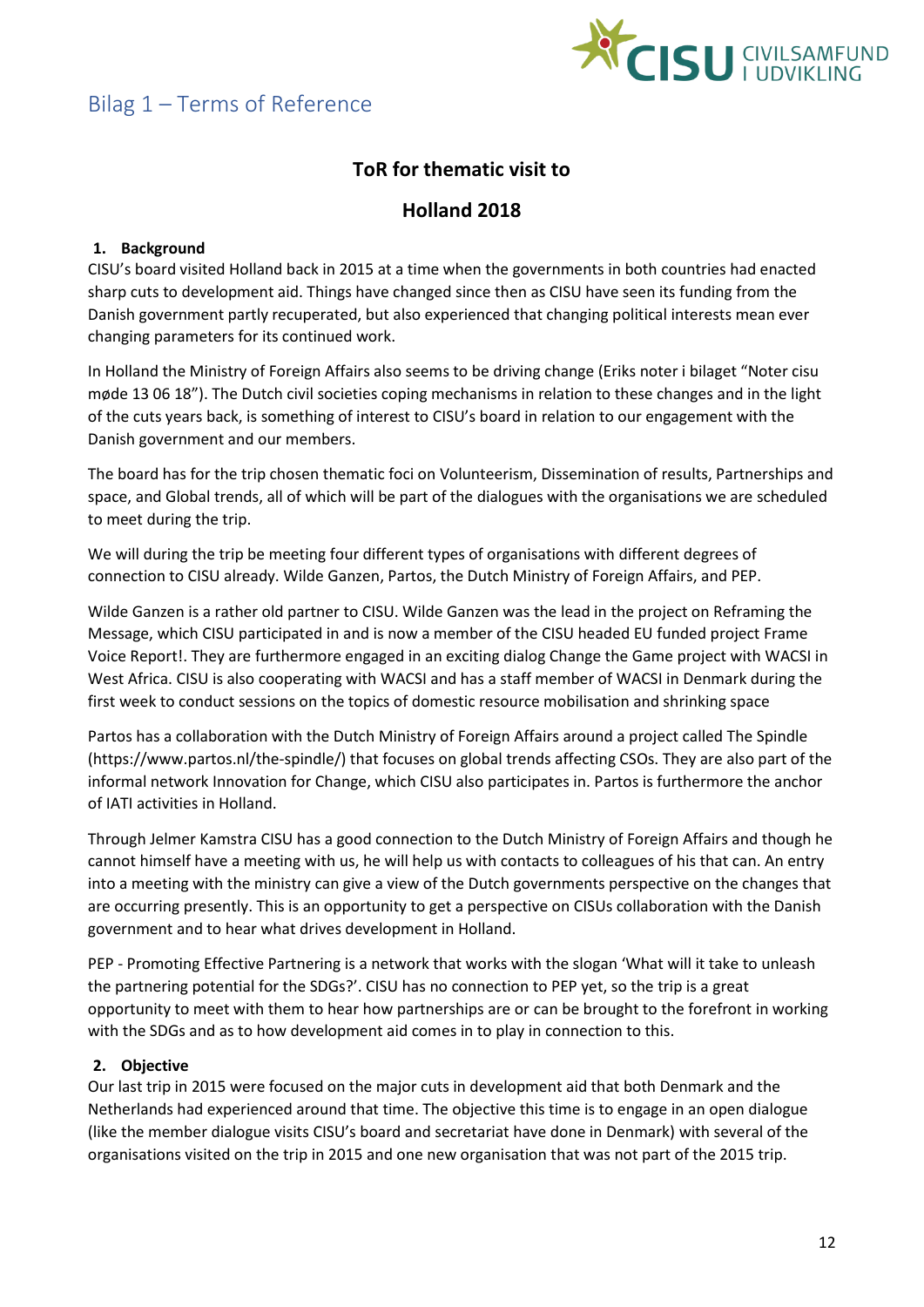# Bilag 1 – Terms of Reference

## ToR for thematic visit to

## Holland 2018

### 1. Background

CISU's board visited Holland back in 2015 at a time when the governments in both countries had enacted sharp cuts to development aid. Things have changed since then as CISU have seen its funding from the Danish government partly recuperated, but also experienced that changing political interests mean ever changing parameters for its continued work.

In Holland the Ministry of Foreign Affairs also seems to be driving change (Eriks noter i bilaget "Noter cisu møde 13 06 18"). The Dutch civil societies coping mechanisms in relation to these changes and in the light of the cuts years back, is something of interest to CISU's board in relation to our engagement with the Danish government and our members.

The board has for the trip chosen thematic foci on Volunteerism, Dissemination of results, Partnerships and space, and Global trends, all of which will be part of the dialogues with the organisations we are scheduled to meet during the trip.

We will during the trip be meeting four different types of organisations with different degrees of connection to CISU already. Wilde Ganzen, Partos, the Dutch Ministry of Foreign Affairs, and PEP.

Wilde Ganzen is a rather old partner to CISU. Wilde Ganzen was the lead in the project on Reframing the Message, which CISU participated in and is now a member of the CISU headed EU funded project Frame Voice Report!. They are furthermore engaged in an exciting dialog Change the Game project with WACSI in West Africa. CISU is also cooperating with WACSI and has a staff member of WACSI in Denmark during the first week to conduct sessions on the topics of domestic resource mobilisation and shrinking space

Partos has a collaboration with the Dutch Ministry of Foreign Affairs around a project called The Spindle (https://www.partos.nl/the-spindle/) that focuses on global trends affecting CSOs. They are also part of the informal network Innovation for Change, which CISU also participates in. Partos is furthermore the anchor of IATI activities in Holland.

Through Jelmer Kamstra CISU has a good connection to the Dutch Ministry of Foreign Affairs and though he cannot himself have a meeting with us, he will help us with contacts to colleagues of his that can. An entry into a meeting with the ministry can give a view of the Dutch governments perspective on the changes that are occurring presently. This is an opportunity to get a perspective on CISUs collaboration with the Danish government and to hear what drives development in Holland.

PEP - Promoting Effective Partnering is a network that works with the slogan 'What will it take to unleash the partnering potential for the SDGs?'. CISU has no connection to PEP yet, so the trip is a great opportunity to meet with them to hear how partnerships are or can be brought to the forefront in working with the SDGs and as to how development aid comes in to play in connection to this.

### 2. Objective

Our last trip in 2015 were focused on the major cuts in development aid that both Denmark and the Netherlands had experienced around that time. The objective this time is to engage in an open dialogue (like the member dialogue visits CISU's board and secretariat have done in Denmark) with several of the organisations visited on the trip in 2015 and one new organisation that was not part of the 2015 trip.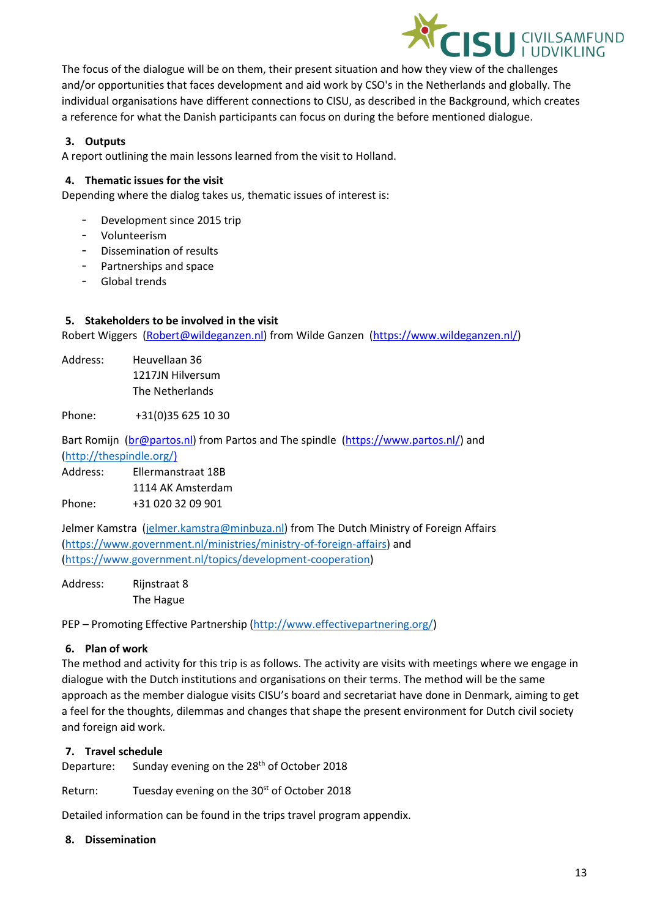The focus of the dialogue will be on them, their present situation and how they view of the challenges and/or opportunities that faces development and aid work by CSO's in the Netherlands and globally. The individual organisations have different connections to CISU, as described in the Background, which creates a reference for what the Danish participants can focus on during the before mentioned dialogue.

## 3. Outputs

A report outlining the main lessons learned from the visit to Holland.

## 4. Thematic issues for the visit

Depending where the dialog takes us, thematic issues of interest is:

- Development since 2015 trip
- Volunteerism
- Dissemination of results
- Partnerships and space
- Global trends

## 5. Stakeholders to be involved in the visit

Robert Wiggers (Robert@wildeganzen.nl) from Wilde Ganzen (https://www.wildeganzen.nl/)

Address: Heuvellaan 36
1217JN Hilversum
The Netherlands

Phone: +31(0)35 625 10 30

Bart Romijn (br@partos.nl) from Partos and The spindle (https://www.partos.nl/) and (http://thespindle.org/)

Address: Ellermanstraat 18B
1114 AK Amsterdam

Phone: +31 020 32 09 901

Jelmer Kamstra (jelmer.kamstra@minbuza.nl) from The Dutch Ministry of Foreign Affairs (https://www.government.nl/ministries/ministry-of-foreign-affairs) and (https://www.government.nl/topics/development-cooperation)

Address: Rijnstraat 8
The Hague

PEP – Promoting Effective Partnership (http://www.effectivepartnering.org/)

## 6. Plan of work

The method and activity for this trip is as follows. The activity are visits with meetings where we engage in dialogue with the Dutch institutions and organisations on their terms. The method will be the same approach as the member dialogue visits CISU's board and secretariat have done in Denmark, aiming to get a feel for the thoughts, dilemmas and changes that shape the present environment for Dutch civil society and foreign aid work.

## 7. Travel schedule

Departure: Sunday evening on the 28th of October 2018

Return: Tuesday evening on the 30st of October 2018

Detailed information can be found in the trips travel program appendix.

## 8. Dissemination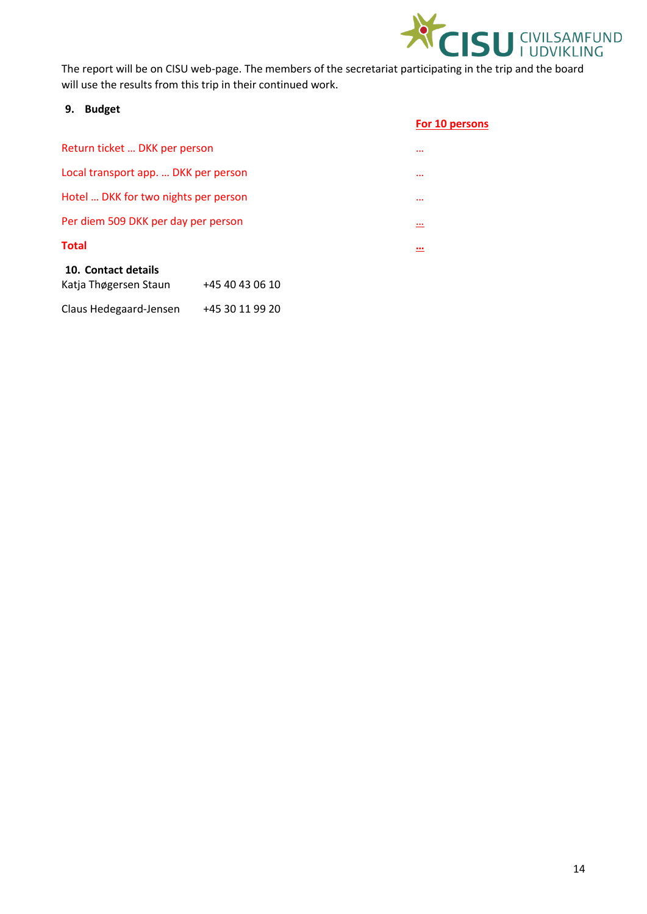The report will be on CISU web-page. The members of the secretariat participating in the trip and the board will use the results from this trip in their continued work.

## 9. Budget

| | **For 10 persons** |
|---|---|
| Return ticket … DKK per person | … |
| Local transport app. … DKK per person | … |
| Hotel … DKK for two nights per person | … |
| Per diem 509 DKK per day per person | … |
| **Total** | **…** |

## 10. Contact details

| | |
|---|---|
| Katja Thøgersen Staun | +45 40 43 06 10 |
| Claus Hedegaard-Jensen | +45 30 11 99 20 |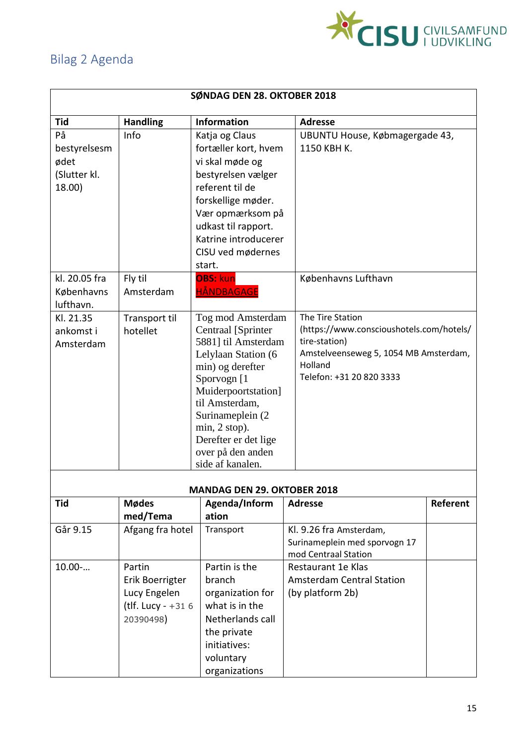## Bilag 2 Agenda

| SØNDAG DEN 28. OKTOBER 2018 | | | |
|---|---|---|---|
| **Tid** | **Handling** | **Information** | **Adresse** |
| På bestyrelsesmødet (Slutter kl. 18.00) | Info | Katja og Claus fortæller kort, hvem vi skal møde og bestyrelsen vælger referent til de forskellige møder. Vær opmærksom på udkast til rapport. Katrine introducerer CISU ved mødernes start. | UBUNTU House, Købmagergade 43, 1150 KBH K. |
| kl. 20.05 fra Københavns lufthavn. | Fly til Amsterdam | **OBS:** kun HÅNDBAGAGE | Københavns Lufthavn |
| Kl. 21.35 ankomst i Amsterdam | Transport til hotellet | Tog mod Amsterdam Centraal [Sprinter 5881] til Amsterdam Lelylaan Station (6 min) og derefter Sporvogn [1 Muiderpoortstation] til Amsterdam, Surinameplein (2 min, 2 stop). Derefter er det lige over på den anden side af kanalen. | The Tire Station (https://www.conscioushotels.com/hotels/tire-station) Amstelveenseweg 5, 1054 MB Amsterdam, Holland Telefon: +31 20 820 3333 |

| MANDAG DEN 29. OKTOBER 2018 | | | | |
|---|---|---|---|---|
| **Tid** | **Mødes med/Tema** | **Agenda/Information** | **Adresse** | **Referent** |
| Går 9.15 | Afgang fra hotel | Transport | Kl. 9.26 fra Amsterdam, Surinameplein med sporvogn 17 mod Centraal Station | |
| 10.00-… | Partin Erik Boerrigter Lucy Engelen (tlf. Lucy - +31 6 20390498) | Partin is the branch organization for what is in the Netherlands call the private initiatives: voluntary organizations | Restaurant 1e Klas Amsterdam Central Station (by platform 2b) | |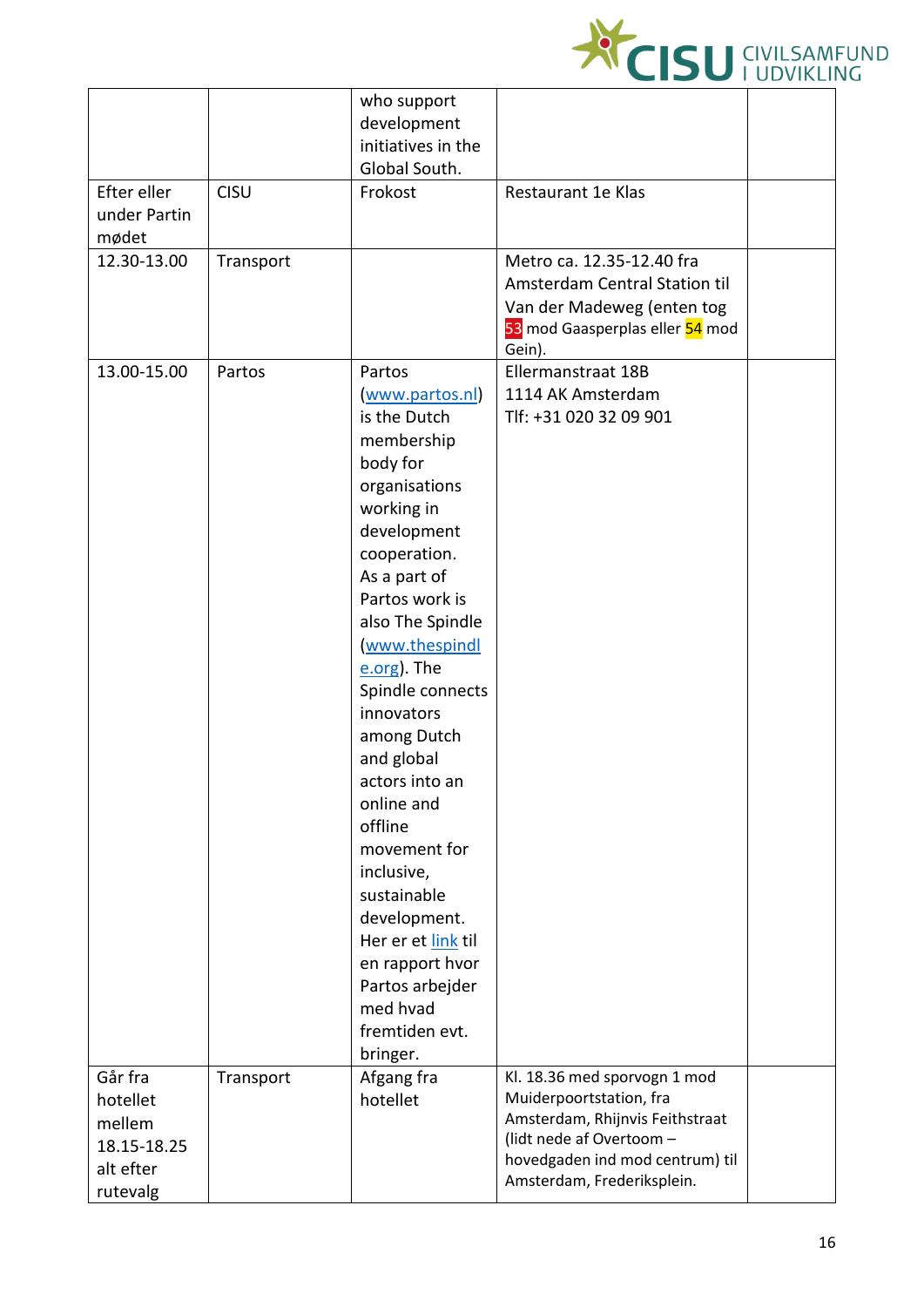| | | | | |
|---|---|---|---|---|
| | | who support development initiatives in the Global South. | | |
| Efter eller under Partin mødet | CISU | Frokost | Restaurant 1e Klas | |
| 12.30-13.00 | Transport | | Metro ca. 12.35-12.40 fra Amsterdam Central Station til Van der Madeweg (enten tog 53 mod Gaasperplas eller 54 mod Gein). | |
| 13.00-15.00 | Partos | Partos (www.partos.nl) is the Dutch membership body for organisations working in development cooperation. As a part of Partos work is also The Spindle (www.thespindle.org). The Spindle connects innovators among Dutch and global actors into an online and offline movement for inclusive, sustainable development. Her er et link til en rapport hvor Partos arbejder med hvad fremtiden evt. bringer. | Ellermanstraat 18B<br>1114 AK Amsterdam<br>Tlf: +31 020 32 09 901 | |
| Går fra hotellet mellem 18.15-18.25 alt efter rutevalg | Transport | Afgang fra hotellet | Kl. 18.36 med sporvogn 1 mod Muiderpoortstation, fra Amsterdam, Rhijnvis Feithstraat (lidt nede af Overtoom – hovedgaden ind mod centrum) til Amsterdam, Frederiksplein. | |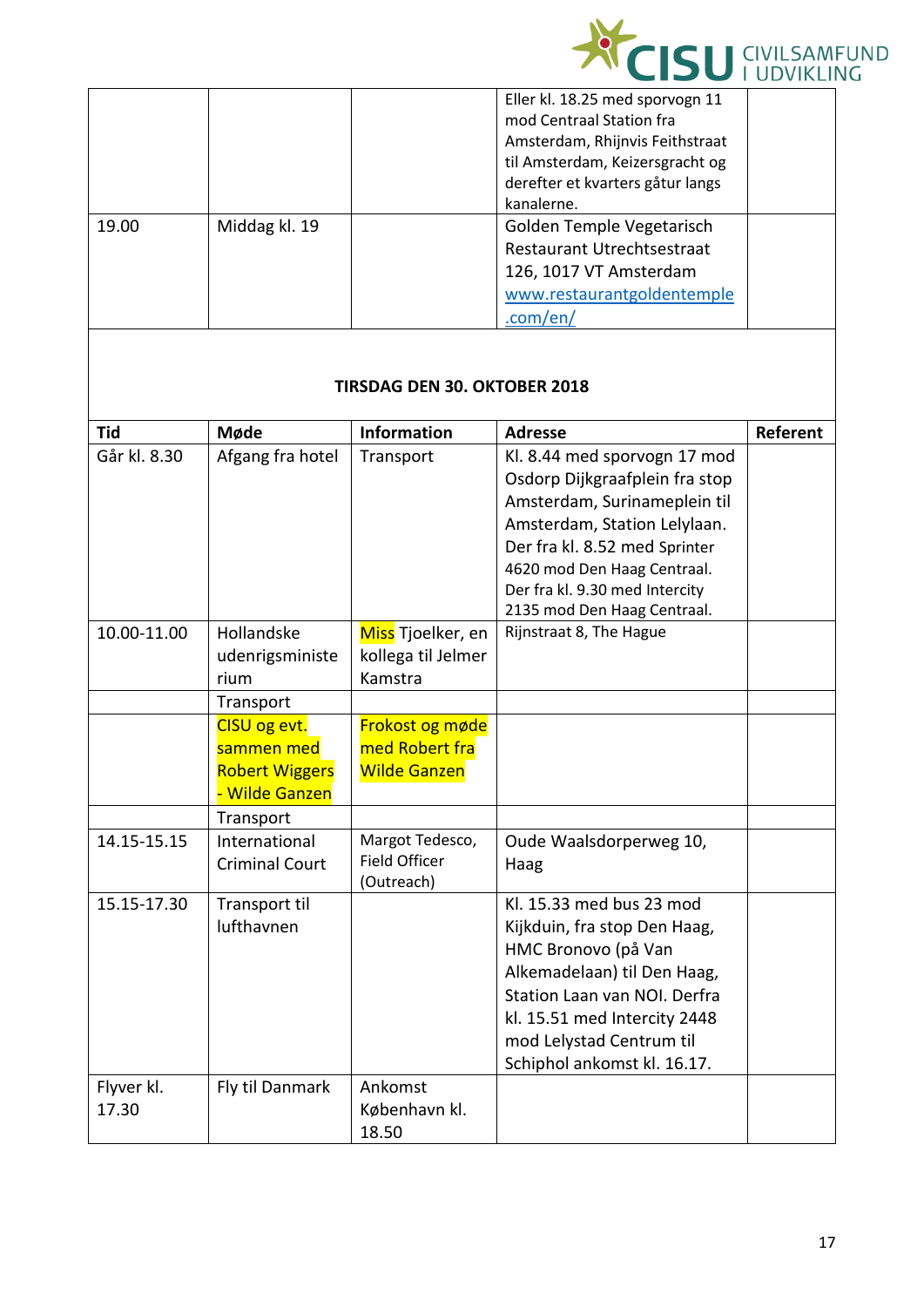| | | | | |
|---|---|---|---|---|
| | | | Eller kl. 18.25 med sporvogn 11 mod Centraal Station fra Amsterdam, Rhijnvis Feithstraat til Amsterdam, Keizersgracht og derefter et kvarters gåtur langs kanalerne. | |
| 19.00 | Middag kl. 19 | | Golden Temple Vegetarisch Restaurant Utrechtsestraat 126, 1017 VT Amsterdam www.restaurantgoldentemple.com/en/ | |

**TIRSDAG DEN 30. OKTOBER 2018**

| Tid | Møde | Information | Adresse | Referent |
|---|---|---|---|---|
| Går kl. 8.30 | Afgang fra hotel | Transport | Kl. 8.44 med sporvogn 17 mod Osdorp Dijkgraafplein fra stop Amsterdam, Surinameplein til Amsterdam, Station Lelylaan. Der fra kl. 8.52 med Sprinter 4620 mod Den Haag Centraal. Der fra kl. 9.30 med Intercity 2135 mod Den Haag Centraal. | |
| 10.00-11.00 | Hollandske udenrigsministerium | Miss Tjoelker, en kollega til Jelmer Kamstra | Rijnstraat 8, The Hague | |
| | Transport | | | |
| | CISU og evt. sammen med Robert Wiggers - Wilde Ganzen | Frokost og møde med Robert fra Wilde Ganzen | | |
| | Transport | | | |
| 14.15-15.15 | International Criminal Court | Margot Tedesco, Field Officer (Outreach) | Oude Waalsdorperweg 10, Haag | |
| 15.15-17.30 | Transport til lufthavnen | | Kl. 15.33 med bus 23 mod Kijkduin, fra stop Den Haag, HMC Bronovo (på Van Alkemadelaan) til Den Haag, Station Laan van NOI. Derfra kl. 15.51 med Intercity 2448 mod Lelystad Centrum til Schiphol ankomst kl. 16.17. | |
| Flyver kl. 17.30 | Fly til Danmark | Ankomst København kl. 18.50 | | |